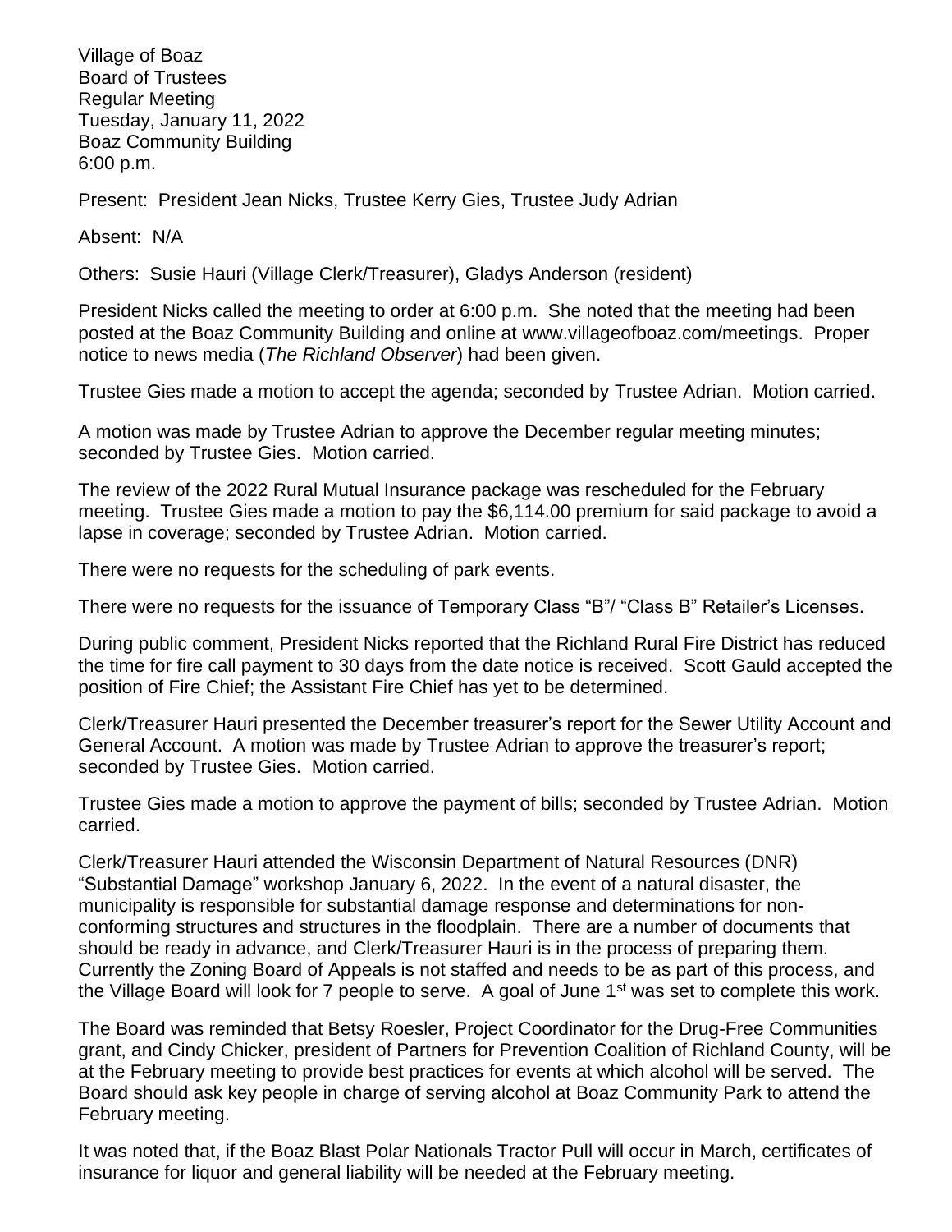Village of Boaz
Board of Trustees
Regular Meeting
Tuesday, January 11, 2022
Boaz Community Building
6:00 p.m.

Present: President Jean Nicks, Trustee Kerry Gies, Trustee Judy Adrian

Absent: N/A

Others: Susie Hauri (Village Clerk/Treasurer), Gladys Anderson (resident)

President Nicks called the meeting to order at 6:00 p.m. She noted that the meeting had been posted at the Boaz Community Building and online at www.villageofboaz.com/meetings. Proper notice to news media (*The Richland Observer*) had been given.

Trustee Gies made a motion to accept the agenda; seconded by Trustee Adrian. Motion carried.

A motion was made by Trustee Adrian to approve the December regular meeting minutes; seconded by Trustee Gies. Motion carried.

The review of the 2022 Rural Mutual Insurance package was rescheduled for the February meeting. Trustee Gies made a motion to pay the $6,114.00 premium for said package to avoid a lapse in coverage; seconded by Trustee Adrian. Motion carried.

There were no requests for the scheduling of park events.

There were no requests for the issuance of Temporary Class "B"/ "Class B" Retailer's Licenses.

During public comment, President Nicks reported that the Richland Rural Fire District has reduced the time for fire call payment to 30 days from the date notice is received. Scott Gauld accepted the position of Fire Chief; the Assistant Fire Chief has yet to be determined.

Clerk/Treasurer Hauri presented the December treasurer's report for the Sewer Utility Account and General Account. A motion was made by Trustee Adrian to approve the treasurer's report; seconded by Trustee Gies. Motion carried.

Trustee Gies made a motion to approve the payment of bills; seconded by Trustee Adrian. Motion carried.

Clerk/Treasurer Hauri attended the Wisconsin Department of Natural Resources (DNR) "Substantial Damage" workshop January 6, 2022. In the event of a natural disaster, the municipality is responsible for substantial damage response and determinations for non-conforming structures and structures in the floodplain. There are a number of documents that should be ready in advance, and Clerk/Treasurer Hauri is in the process of preparing them. Currently the Zoning Board of Appeals is not staffed and needs to be as part of this process, and the Village Board will look for 7 people to serve. A goal of June 1st was set to complete this work.

The Board was reminded that Betsy Roesler, Project Coordinator for the Drug-Free Communities grant, and Cindy Chicker, president of Partners for Prevention Coalition of Richland County, will be at the February meeting to provide best practices for events at which alcohol will be served. The Board should ask key people in charge of serving alcohol at Boaz Community Park to attend the February meeting.

It was noted that, if the Boaz Blast Polar Nationals Tractor Pull will occur in March, certificates of insurance for liquor and general liability will be needed at the February meeting.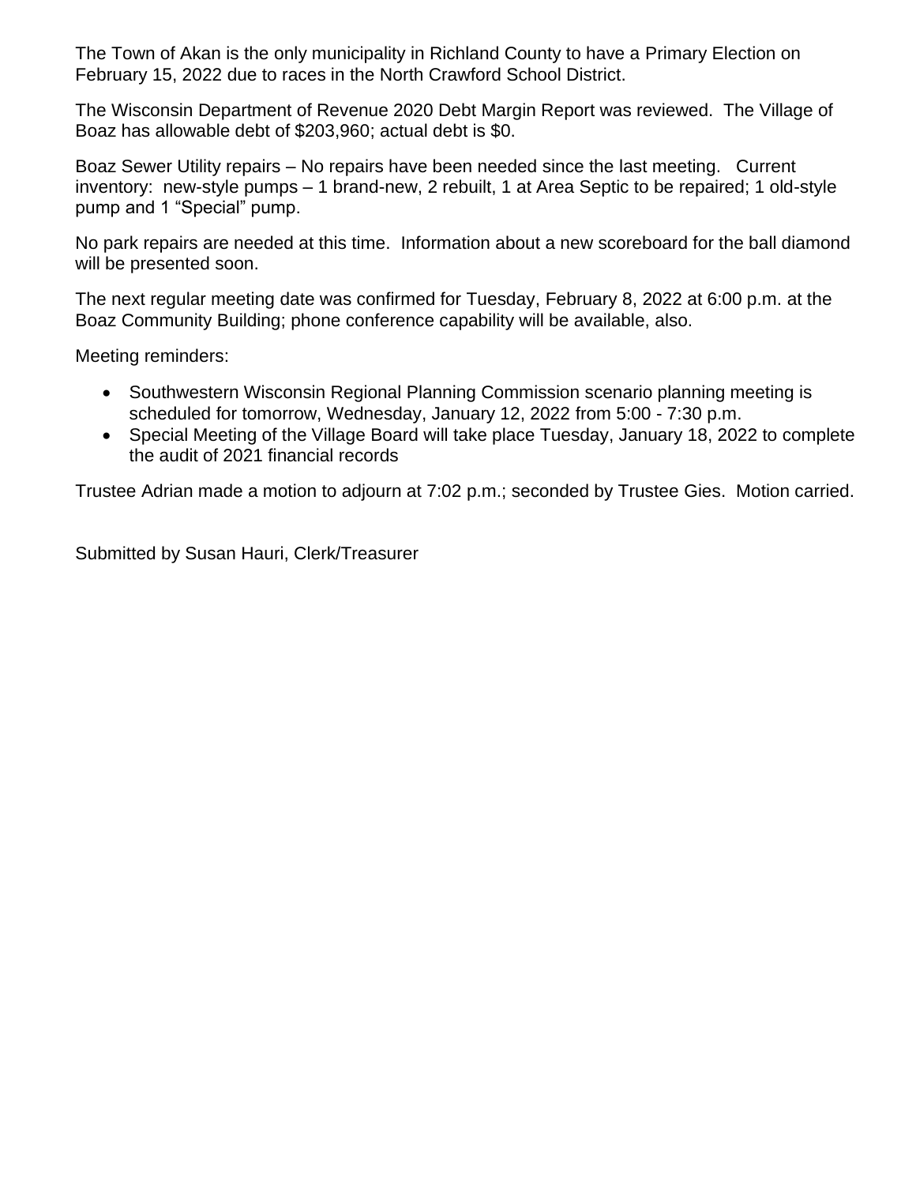The Town of Akan is the only municipality in Richland County to have a Primary Election on February 15, 2022 due to races in the North Crawford School District.

The Wisconsin Department of Revenue 2020 Debt Margin Report was reviewed. The Village of Boaz has allowable debt of $203,960; actual debt is $0.

Boaz Sewer Utility repairs – No repairs have been needed since the last meeting. Current inventory: new-style pumps – 1 brand-new, 2 rebuilt, 1 at Area Septic to be repaired; 1 old-style pump and 1 "Special" pump.

No park repairs are needed at this time. Information about a new scoreboard for the ball diamond will be presented soon.

The next regular meeting date was confirmed for Tuesday, February 8, 2022 at 6:00 p.m. at the Boaz Community Building; phone conference capability will be available, also.

Meeting reminders:

- Southwestern Wisconsin Regional Planning Commission scenario planning meeting is scheduled for tomorrow, Wednesday, January 12, 2022 from 5:00 - 7:30 p.m.
- Special Meeting of the Village Board will take place Tuesday, January 18, 2022 to complete the audit of 2021 financial records

Trustee Adrian made a motion to adjourn at 7:02 p.m.; seconded by Trustee Gies. Motion carried.

Submitted by Susan Hauri, Clerk/Treasurer